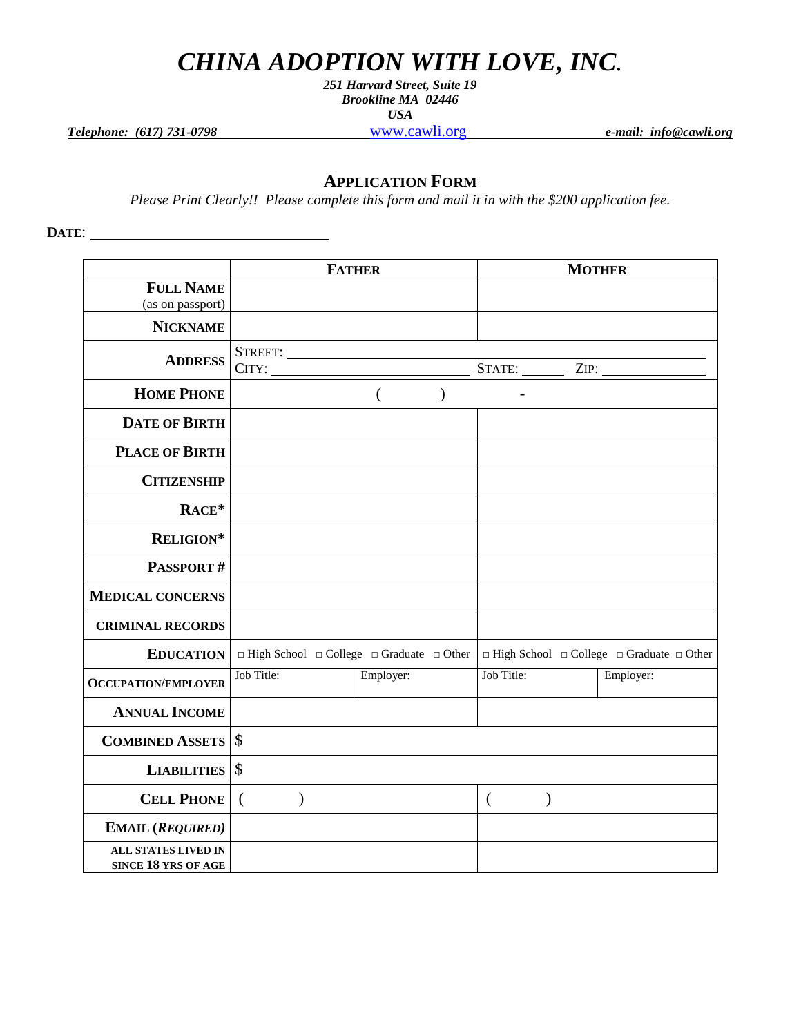# *CHINA ADOPTION WITH LOVE, INC.*

***251 Harvard Street, Suite 19***
***Brookline MA 02446***
***USA***

***Telephone: (617) 731-0798*** www.cawli.org ***e-mail: info@cawli.org***

## APPLICATION FORM

*Please Print Clearly!! Please complete this form and mail it in with the $200 application fee.*

**DATE**: ______________________________

| | **FATHER** | | **MOTHER** | |
|---|---|---|---|---|
| **FULL NAME** (as on passport) | | | | |
| **NICKNAME** | | | | |
| **ADDRESS** | STREET: ______ CITY: ______ | | STATE: ______ ZIP: ______ | |
| **HOME PHONE** | ( ) - | | | |
| **DATE OF BIRTH** | | | | |
| **PLACE OF BIRTH** | | | | |
| **CITIZENSHIP** | | | | |
| **RACE*** | | | | |
| **RELIGION*** | | | | |
| **PASSPORT #** | | | | |
| **MEDICAL CONCERNS** | | | | |
| **CRIMINAL RECORDS** | | | | |
| **EDUCATION** | □ High School □ College □ Graduate □ Other | | □ High School □ College □ Graduate □ Other | |
| **OCCUPATION/EMPLOYER** | Job Title: | Employer: | Job Title: | Employer: |
| **ANNUAL INCOME** | | | | |
| **COMBINED ASSETS** | $ | | | |
| **LIABILITIES** | $ | | | |
| **CELL PHONE** | ( ) | | ( ) | |
| **EMAIL (*REQUIRED*)** | | | | |
| **ALL STATES LIVED IN SINCE 18 YRS OF AGE** | | | | |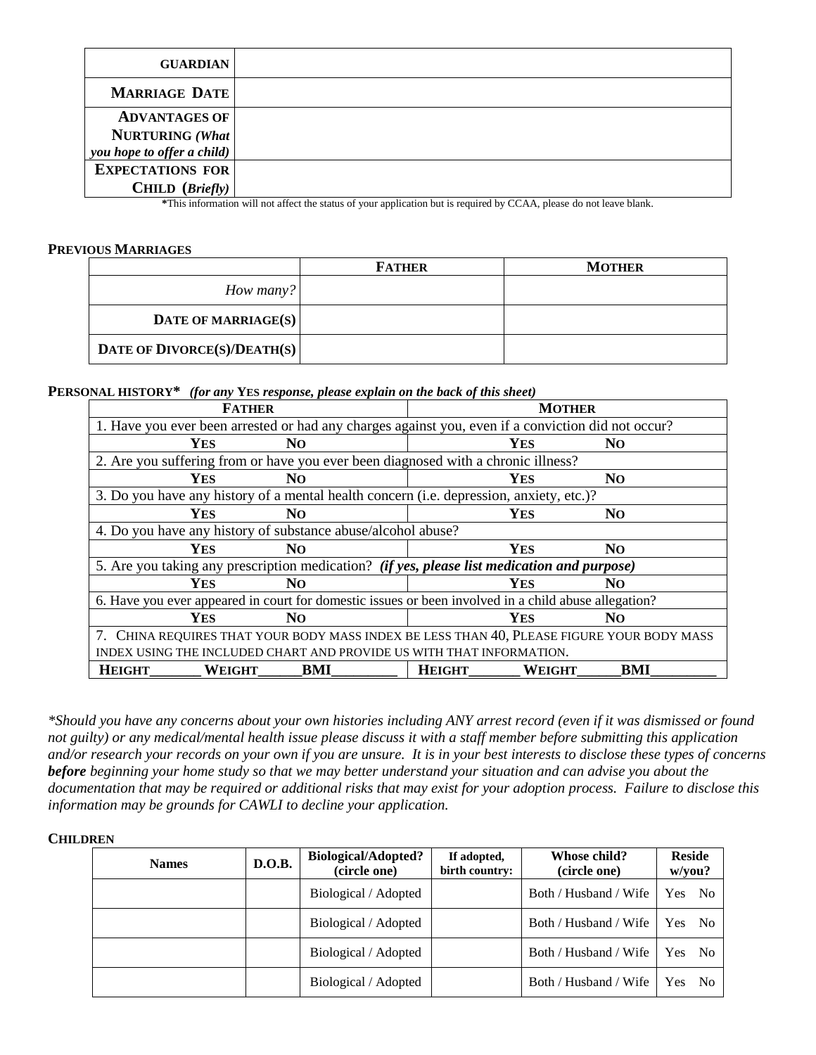| | |
|---|---|
| **GUARDIAN** | |
| **MARRIAGE DATE** | |
| **ADVANTAGES OF NURTURING** ***(What you hope to offer a child)*** | |
| **EXPECTATIONS FOR CHILD** **(*Briefly*)** | |

***This information will not affect the status of your application but is required by CCAA, please do not leave blank.

**PREVIOUS MARRIAGES**

| | **FATHER** | **MOTHER** |
|---|---|---|
| *How many?* | | |
| **DATE OF MARRIAGE(S)** | | |
| **DATE OF DIVORCE(S)/DEATH(S)** | | |

**PERSONAL HISTORY*** ***(for any* YES *response, please explain on the back of this sheet)***

| **FATHER** | **MOTHER** |
|---|---|
| 1. Have you ever been arrested or had any charges against you, even if a conviction did not occur? | |
| **YES** **NO** | **YES** **NO** |
| 2. Are you suffering from or have you ever been diagnosed with a chronic illness? | |
| **YES** **NO** | **YES** **NO** |
| 3. Do you have any history of a mental health concern (i.e. depression, anxiety, etc.)? | |
| **YES** **NO** | **YES** **NO** |
| 4. Do you have any history of substance abuse/alcohol abuse? | |
| **YES** **NO** | **YES** **NO** |
| 5. Are you taking any prescription medication? ***(if yes, please list medication and purpose)*** | |
| **YES** **NO** | **YES** **NO** |
| 6. Have you ever appeared in court for domestic issues or been involved in a child abuse allegation? | |
| **YES** **NO** | **YES** **NO** |
| 7. CHINA REQUIRES THAT YOUR BODY MASS INDEX BE LESS THAN 40, PLEASE FIGURE YOUR BODY MASS INDEX USING THE INCLUDED CHART AND PROVIDE US WITH THAT INFORMATION. | |
| **HEIGHT\_\_\_\_\_\_\_ WEIGHT\_\_\_\_\_\_BMI\_\_\_\_\_\_\_\_\_** | **HEIGHT\_\_\_\_\_\_\_ WEIGHT\_\_\_\_\_\_BMI\_\_\_\_\_\_\_\_\_** |

*\*Should you have any concerns about your own histories including ANY arrest record (even if it was dismissed or found not guilty) or any medical/mental health issue please discuss it with a staff member before submitting this application and/or research your records on your own if you are unsure. It is in your best interests to disclose these types of concerns **before** beginning your home study so that we may better understand your situation and can advise you about the documentation that may be required or additional risks that may exist for your adoption process. Failure to disclose this information may be grounds for CAWLI to decline your application.*

**CHILDREN**

| **Names** | **D.O.B.** | **Biological/Adopted? (circle one)** | **If adopted, birth country:** | **Whose child? (circle one)** | **Reside w/you?** |
|---|---|---|---|---|---|
| | | Biological / Adopted | | Both / Husband / Wife | Yes No |
| | | Biological / Adopted | | Both / Husband / Wife | Yes No |
| | | Biological / Adopted | | Both / Husband / Wife | Yes No |
| | | Biological / Adopted | | Both / Husband / Wife | Yes No |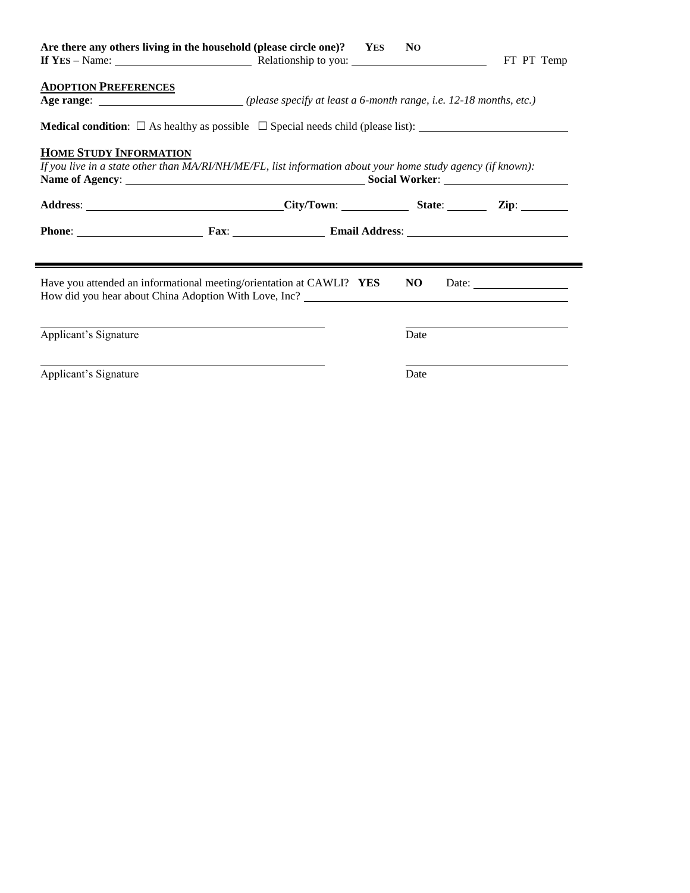**Are there any others living in the household (please circle one)?** **YES** **NO**

**If YES** – Name: \_\_\_\_\_\_\_\_\_\_\_\_\_\_\_\_\_\_\_\_ Relationship to you: \_\_\_\_\_\_\_\_\_\_\_\_\_\_\_\_\_\_\_\_ FT PT Temp

**ADOPTION PREFERENCES**

**Age range**: \_\_\_\_\_\_\_\_\_\_\_\_\_\_\_\_\_\_\_\_ *(please specify at least a 6-month range, i.e. 12-18 months, etc.)*

**Medical condition**: ☐ As healthy as possible ☐ Special needs child (please list): \_\_\_\_\_\_\_\_\_\_\_\_\_\_\_\_\_\_\_\_

**HOME STUDY INFORMATION**

*If you live in a state other than MA/RI/NH/ME/FL, list information about your home study agency (if known):*

**Name of Agency**: \_\_\_\_\_\_\_\_\_\_\_\_\_\_\_\_\_\_\_\_ **Social Worker**: \_\_\_\_\_\_\_\_\_\_\_\_\_\_\_\_\_\_\_\_

**Address**: \_\_\_\_\_\_\_\_\_\_\_\_\_\_\_\_\_\_\_\_ **City/Town**: \_\_\_\_\_\_\_\_\_\_ **State**: \_\_\_\_\_\_ **Zip**: \_\_\_\_\_\_

**Phone**: \_\_\_\_\_\_\_\_\_\_\_\_\_\_\_\_\_\_\_\_ **Fax**: \_\_\_\_\_\_\_\_\_\_\_\_\_\_\_\_ **Email Address**: \_\_\_\_\_\_\_\_\_\_\_\_\_\_\_\_\_\_\_\_

---

Have you attended an informational meeting/orientation at CAWLI? **YES** **NO** Date: \_\_\_\_\_\_\_\_\_\_\_\_\_\_\_\_

How did you hear about China Adoption With Love, Inc? \_\_\_\_\_\_\_\_\_\_\_\_\_\_\_\_\_\_\_\_\_\_\_\_\_\_\_\_\_\_\_\_\_\_\_\_\_\_\_\_

\_\_\_\_\_\_\_\_\_\_\_\_\_\_\_\_\_\_\_\_\_\_\_\_\_\_\_\_\_\_\_\_\_\_\_\_\_\_\_\_ \_\_\_\_\_\_\_\_\_\_\_\_\_\_\_\_\_\_\_\_

Applicant's Signature Date

\_\_\_\_\_\_\_\_\_\_\_\_\_\_\_\_\_\_\_\_\_\_\_\_\_\_\_\_\_\_\_\_\_\_\_\_\_\_\_\_ \_\_\_\_\_\_\_\_\_\_\_\_\_\_\_\_\_\_\_\_

Applicant's Signature Date